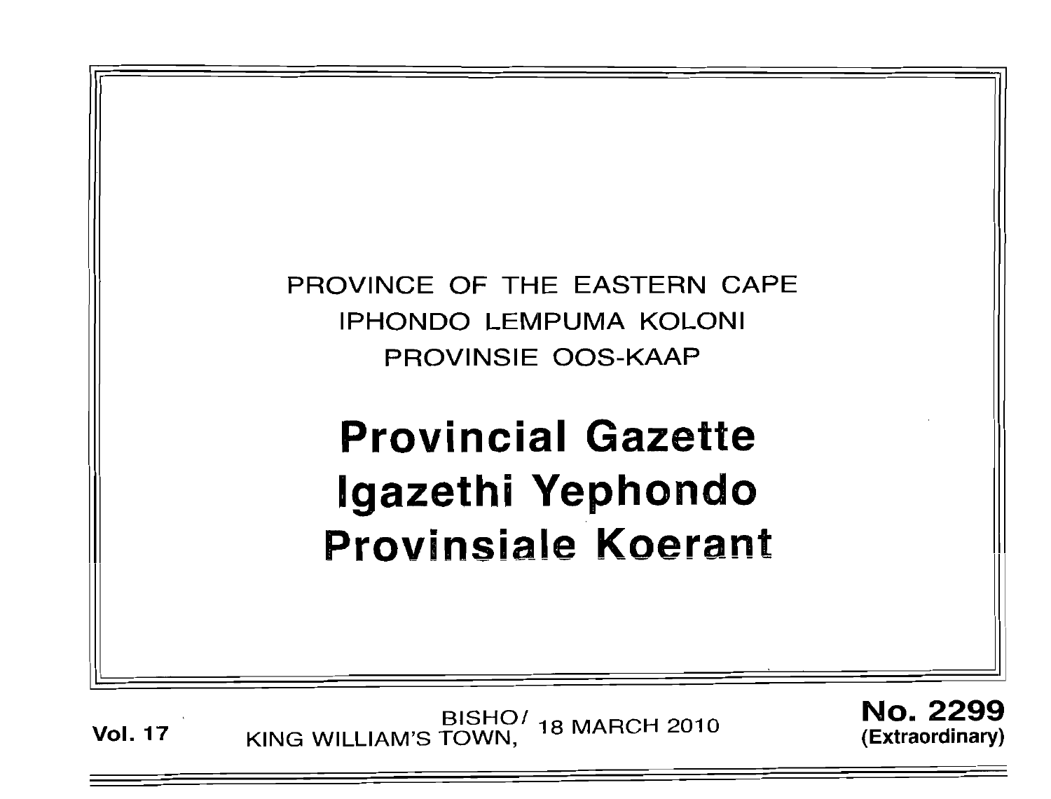PROVINCE OF THE EASTERN CAPE
IPHONDO LEMPUMA KOLONI
PROVINSIE OOS-KAAP

# Provincial Gazette
# Igazethi Yephondo
# Provinsiale Koerant

**Vol. 17** BISHO/ KING WILLIAM'S TOWN, 18 MARCH 2010 **No. 2299 (Extraordinary)**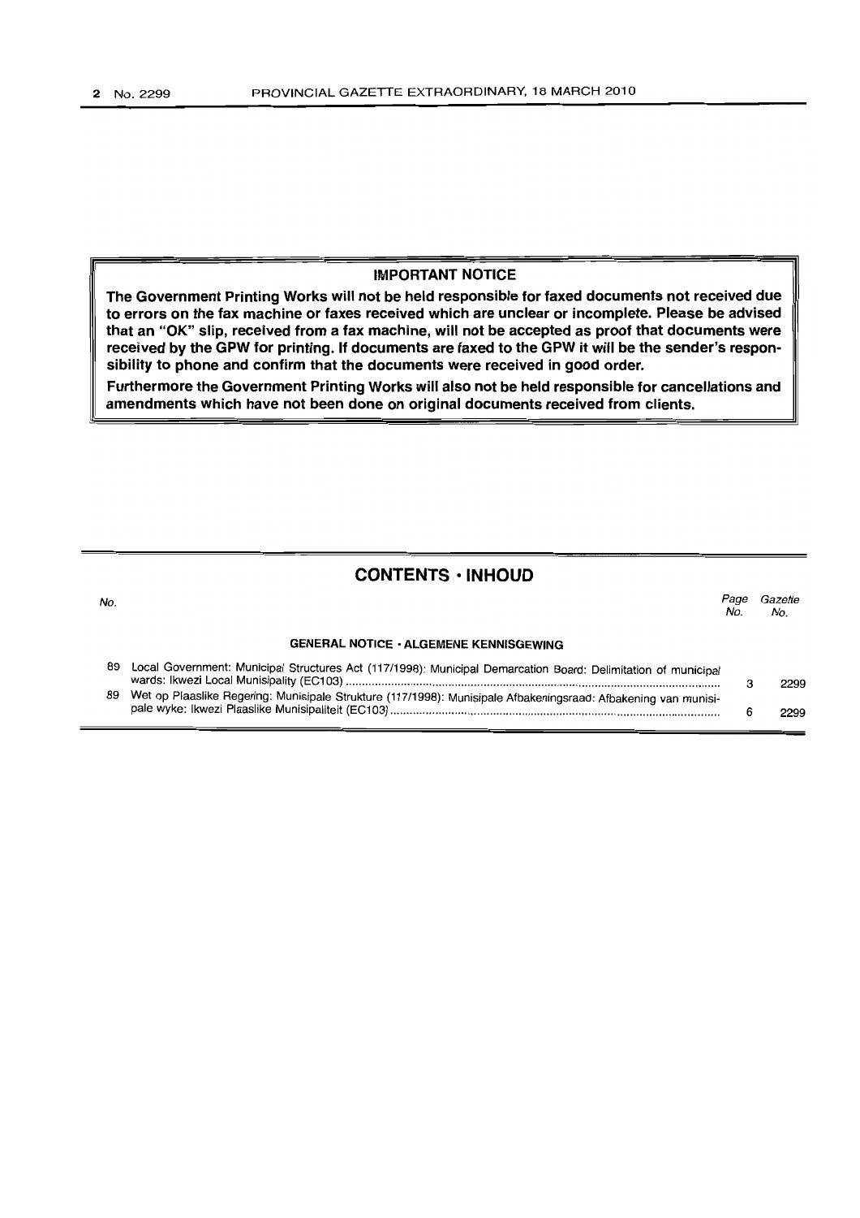**IMPORTANT NOTICE**

**The Government Printing Works will not be held responsible for faxed documents not received due to errors on the fax machine or faxes received which are unclear or incomplete. Please be advised that an "OK" slip, received from a fax machine, will not be accepted as proof that documents were received by the GPW for printing. If documents are faxed to the GPW it will be the sender's responsibility to phone and confirm that the documents were received in good order.**

**Furthermore the Government Printing Works will also not be held responsible for cancellations and amendments which have not been done on original documents received from clients.**

## CONTENTS · INHOUD

| No. | | Page No. | Gazette No. |
|---|---|---|---|
| | **GENERAL NOTICE · ALGEMENE KENNISGEWING** | | |
| 89 | Local Government: Municipal Structures Act (117/1998): Municipal Demarcation Board: Delimitation of municipal wards: Ikwezi Local Munisipality (EC103) | 3 | 2299 |
| 89 | Wet op Plaaslike Regering: Munisipale Strukture (117/1998): Munisipale Afbakeningsraad: Afbakening van munisipale wyke: Ikwezi Plaaslike Munisipaliteit (EC103) | 6 | 2299 |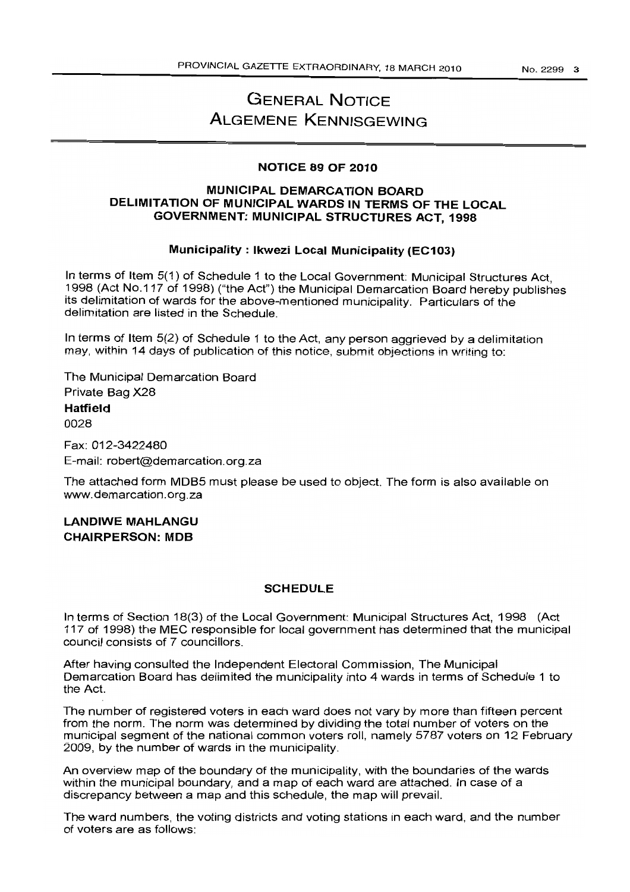# GENERAL NOTICE
# ALGEMENE KENNISGEWING

## NOTICE 89 OF 2010

## MUNICIPAL DEMARCATION BOARD
## DELIMITATION OF MUNICIPAL WARDS IN TERMS OF THE LOCAL GOVERNMENT: MUNICIPAL STRUCTURES ACT, 1998

### Municipality : Ikwezi Local Municipality (EC103)

In terms of Item 5(1) of Schedule 1 to the Local Government: Municipal Structures Act, 1998 (Act No.117 of 1998) ("the Act") the Municipal Demarcation Board hereby publishes its delimitation of wards for the above-mentioned municipality. Particulars of the delimitation are listed in the Schedule.

In terms of Item 5(2) of Schedule 1 to the Act, any person aggrieved by a delimitation may, within 14 days of publication of this notice, submit objections in writing to:

The Municipal Demarcation Board
Private Bag X28
**Hatfield**
0028

Fax: 012-3422480
E-mail: robert@demarcation.org.za

The attached form MDB5 must please be used to object. The form is also available on www.demarcation.org.za

**LANDIWE MAHLANGU**
**CHAIRPERSON: MDB**

### SCHEDULE

In terms of Section 18(3) of the Local Government: Municipal Structures Act, 1998 (Act 117 of 1998) the MEC responsible for local government has determined that the municipal council consists of 7 councillors.

After having consulted the Independent Electoral Commission, The Municipal Demarcation Board has delimited the municipality into 4 wards in terms of Schedule 1 to the Act.

The number of registered voters in each ward does not vary by more than fifteen percent from the norm. The norm was determined by dividing the total number of voters on the municipal segment of the national common voters roll, namely 5787 voters on 12 February 2009, by the number of wards in the municipality.

An overview map of the boundary of the municipality, with the boundaries of the wards within the municipal boundary, and a map of each ward are attached. In case of a discrepancy between a map and this schedule, the map will prevail.

The ward numbers, the voting districts and voting stations in each ward, and the number of voters are as follows: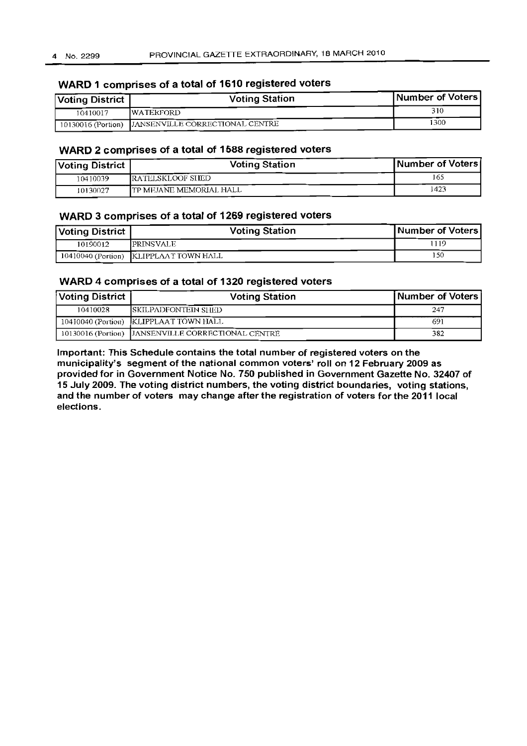## WARD 1 comprises of a total of 1610 registered voters

| Voting District | Voting Station | Number of Voters |
|---|---|---|
| 10410017 | WATERFORD | 310 |
| 10130016 (Portion) | JANSENVILLE CORRECTIONAL CENTRE | 1300 |

## WARD 2 comprises of a total of 1588 registered voters

| Voting District | Voting Station | Number of Voters |
|---|---|---|
| 10410039 | RATELSKLOOF SHED | 165 |
| 10130027 | TP MEJANE MEMORIAL HALL | 1423 |

## WARD 3 comprises of a total of 1269 registered voters

| Voting District | Voting Station | Number of Voters |
|---|---|---|
| 10190012 | PRINSVALE | 1119 |
| 10410040 (Portion) | KLIPPLAAT TOWN HALL | 150 |

## WARD 4 comprises of a total of 1320 registered voters

| Voting District | Voting Station | Number of Voters |
|---|---|---|
| 10410028 | SKILPADFONTEIN SHED | 247 |
| 10410040 (Portion) | KLIPPLAAT TOWN HALL | 691 |
| 10130016 (Portion) | JANSENVILLE CORRECTIONAL CENTRE | 382 |

**Important: This Schedule contains the total number of registered voters on the municipality's segment of the national common voters' roll on 12 February 2009 as provided for in Government Notice No. 750 published in Government Gazette No. 32407 of 15 July 2009. The voting district numbers, the voting district boundaries, voting stations, and the number of voters may change after the registration of voters for the 2011 local elections.**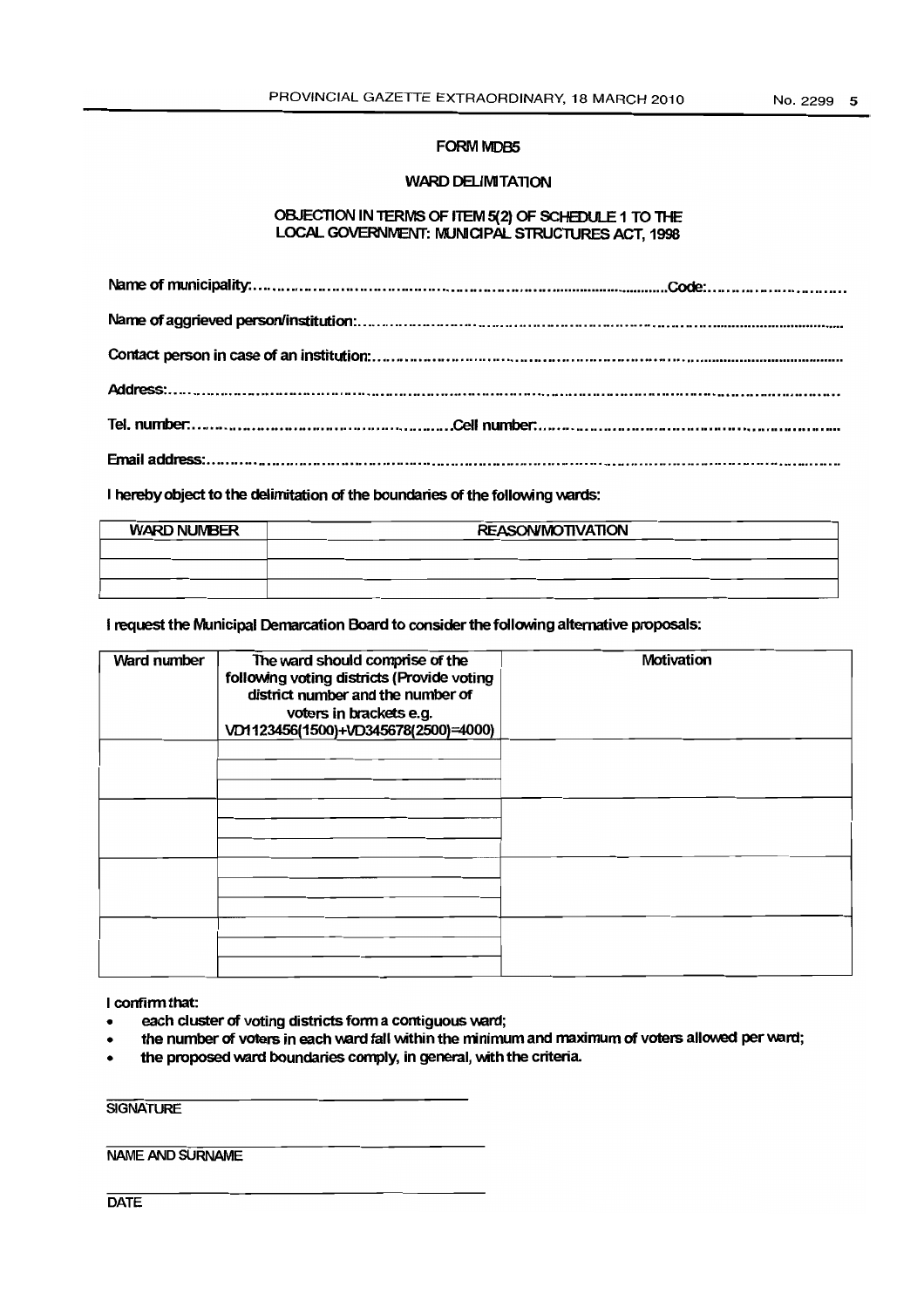# FORM MDB5

## WARD DELIMITATION

### OBJECTION IN TERMS OF ITEM 5(2) OF SCHEDULE 1 TO THE LOCAL GOVERNMENT: MUNICIPAL STRUCTURES ACT, 1998

Name of municipality:.......................................................................................Code:...........................

Name of aggrieved person/institution:..............................................................................................

Contact person in case of an institution:...........................................................................................

Address:..................................................................................................................................

Tel. number:................................................Cell number:...................................................

Email address:..........................................................................................................................

I hereby object to the delimitation of the boundaries of the following wards:

| WARD NUMBER | REASON/MOTIVATION |
|---|---|
| | |
| | |
| | |

I request the Municipal Demarcation Board to consider the following alternative proposals:

| Ward number | The ward should comprise of the following voting districts (Provide voting district number and the number of voters in brackets e.g. VD1123456(1500)+VD345678(2500)=4000) | Motivation |
|---|---|---|
| | | |
| | | |
| | | |
| | | |
| | | |
| | | |
| | | |
| | | |
| | | |
| | | |
| | | |
| | | |

I confirm that:

- each cluster of voting districts form a contiguous ward;
- the number of voters in each ward fall within the minimum and maximum of voters allowed per ward;
- the proposed ward boundaries comply, in general, with the criteria.

_______________________________________
SIGNATURE

_______________________________________
NAME AND SURNAME

_______________________________________
DATE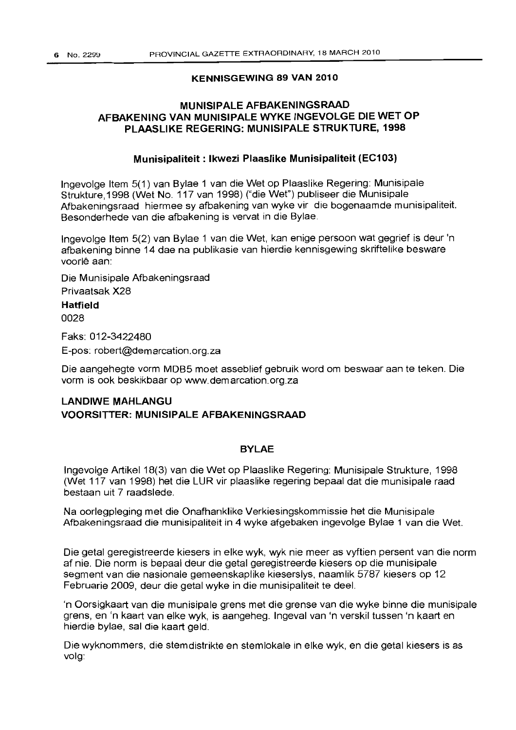## KENNISGEWING 89 VAN 2010

## MUNISIPALE AFBAKENINGSRAAD
## AFBAKENING VAN MUNISIPALE WYKE INGEVOLGE DIE WET OP PLAASLIKE REGERING: MUNISIPALE STRUKTURE, 1998

### Munisipaliteit : Ikwezi Plaaslike Munisipaliteit (EC103)

Ingevolge Item 5(1) van Bylae 1 van die Wet op Plaaslike Regering: Munisipale Strukture,1998 (Wet No. 117 van 1998) ("die Wet") publiseer die Munisipale Afbakeningsraad hiermee sy afbakening van wyke vir die bogenaamde munisipaliteit. Besonderhede van die afbakening is vervat in die Bylae.

Ingevolge Item 5(2) van Bylae 1 van die Wet, kan enige persoon wat gegrief is deur 'n afbakening binne 14 dae na publikasie van hierdie kennisgewing skriftelike besware voorlê aan:

Die Munisipale Afbakeningsraad
Privaatsak X28
**Hatfield**
0028

Faks: 012-3422480
E-pos: robert@demarcation.org.za

Die aangehegte vorm MDB5 moet asseblief gebruik word om beswaar aan te teken. Die vorm is ook beskikbaar op www.demarcation.org.za

**LANDIWE MAHLANGU**
**VOORSITTER: MUNISIPALE AFBAKENINGSRAAD**

### BYLAE

Ingevolge Artikel 18(3) van die Wet op Plaaslike Regering: Munisipale Strukture, 1998 (Wet 117 van 1998) het die LUR vir plaaslike regering bepaal dat die munisipale raad bestaan uit 7 raadslede.

Na oorlegpleging met die Onafhanklike Verkiesingskommissie het die Munisipale Afbakeningsraad die munisipaliteit in 4 wyke afgebaken ingevolge Bylae 1 van die Wet.

Die getal geregistreerde kiesers in elke wyk, wyk nie meer as vyftien persent van die norm af nie. Die norm is bepaal deur die getal geregistreerde kiesers op die munisipale segment van die nasionale gemeenskaplike kieserslys, naamlik 5787 kiesers op 12 Februarie 2009, deur die getal wyke in die munisipaliteit te deel.

'n Oorsigkaart van die munisipale grens met die grense van die wyke binne die munisipale grens, en 'n kaart van elke wyk, is aangeheg. Ingeval van 'n verskil tussen 'n kaart en hierdie bylae, sal die kaart geld.

Die wyknommers, die stemdistrikte en stemlokale in elke wyk, en die getal kiesers is as volg: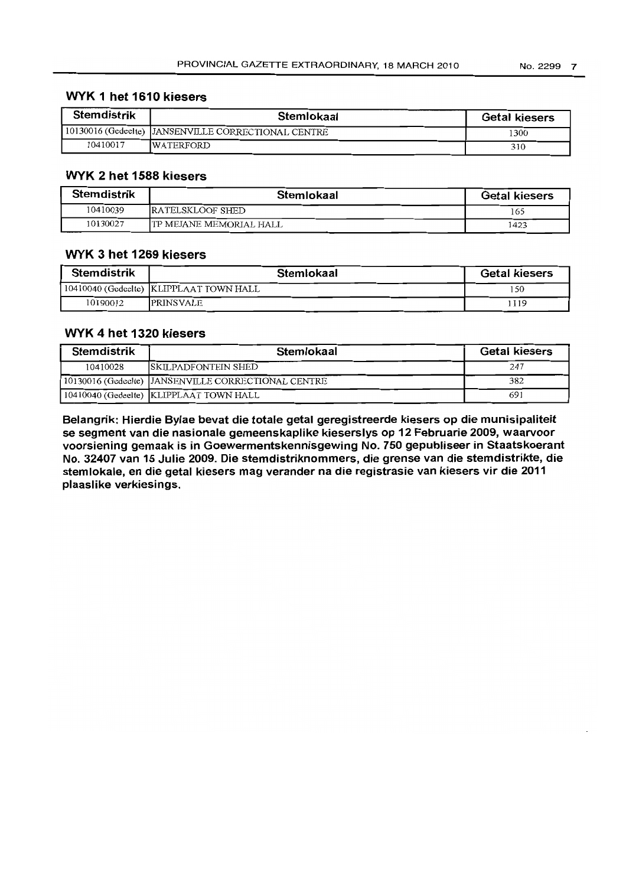## WYK 1 het 1610 kiesers

| Stemdistrik | Stemlokaal | Getal kiesers |
|---|---|---|
| 10130016 (Gedeelte) | JANSENVILLE CORRECTIONAL CENTRE | 1300 |
| 10410017 | WATERFORD | 310 |

## WYK 2 het 1588 kiesers

| Stemdistrik | Stemlokaal | Getal kiesers |
|---|---|---|
| 10410039 | RATELSKLOOF SHED | 165 |
| 10130027 | TP MEJANE MEMORIAL HALL | 1423 |

## WYK 3 het 1269 kiesers

| Stemdistrik | Stemlokaal | Getal kiesers |
|---|---|---|
| 10410040 (Gedeelte) | KLIPPLAAT TOWN HALL | 150 |
| 10190012 | PRINSVALE | 1119 |

## WYK 4 het 1320 kiesers

| Stemdistrik | Stemlokaal | Getal kiesers |
|---|---|---|
| 10410028 | SKILPADFONTEIN SHED | 247 |
| 10130016 (Gedeelte) | JANSENVILLE CORRECTIONAL CENTRE | 382 |
| 10410040 (Gedeelte) | KLIPPLAAT TOWN HALL | 691 |

**Belangrik: Hierdie Bylae bevat die totale getal geregistreerde kiesers op die munisipaliteit se segment van die nasionale gemeenskaplike kieserslys op 12 Februarie 2009, waarvoor voorsiening gemaak is in Goewermentskennisgewing No. 750 gepubliseer in Staatskoerant No. 32407 van 15 Julie 2009. Die stemdistriknommers, die grense van die stemdistrikte, die stemlokale, en die getal kiesers mag verander na die registrasie van kiesers vir die 2011 plaaslike verkiesings.**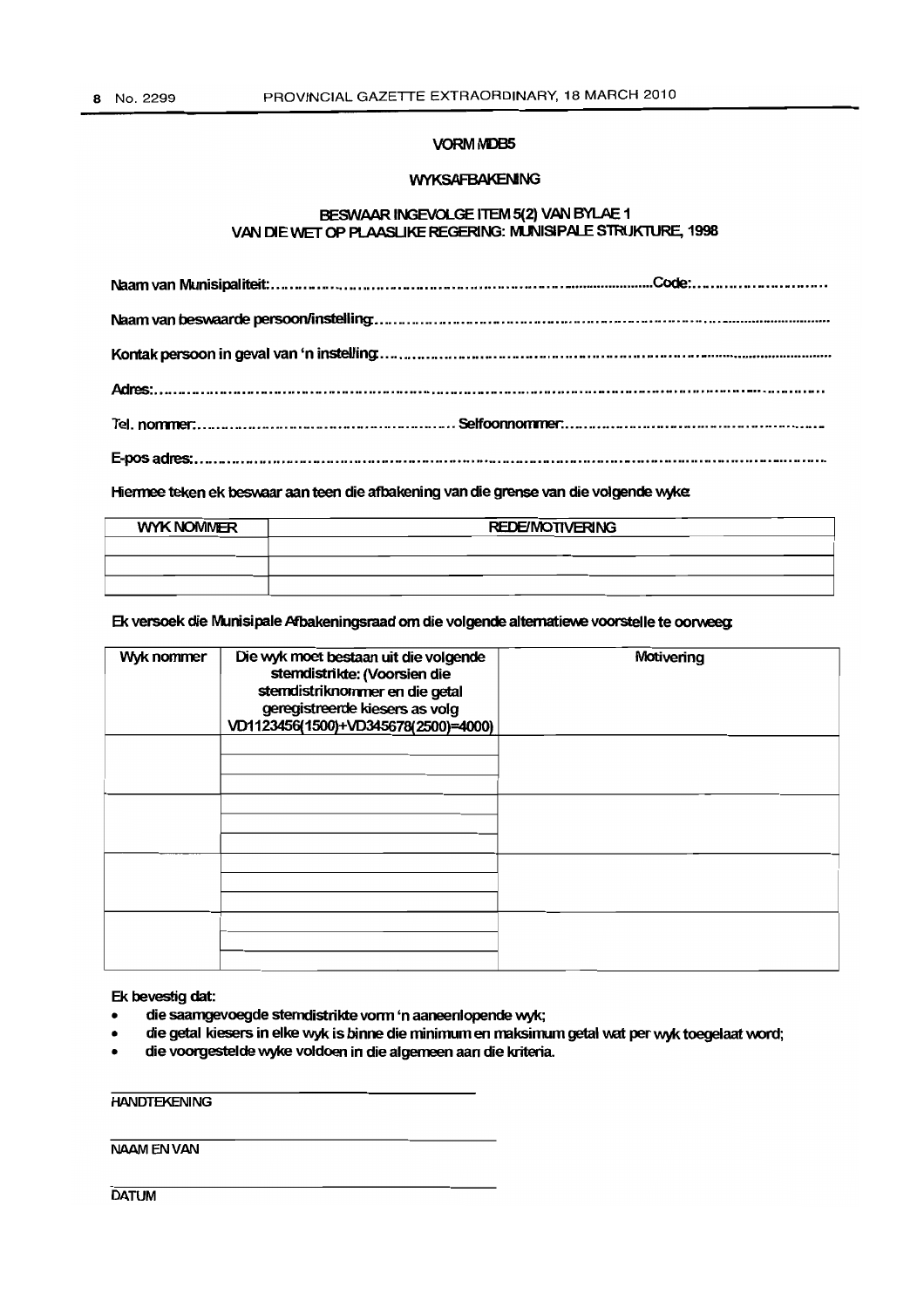**VORM MDB5**

**WYKSAFBAKENING**

**BESWAAR INGEVOLGE ITEM 5(2) VAN BYLAE 1 VAN DIE WET OP PLAASLIKE REGERING: MUNISIPALE STRUKTURE, 1998**

Naam van Munisipaliteit:.......................................................................................Code:...........................

Naam van beswaarde persoon/instelling:.......................................................................................................

Kontak persoon in geval van 'n instelling:....................................................................................................

Adres:..........................................................................................................................................................

Tel. nommer:.................................................... Selfoonnommer:..............................................................

E-pos adres:..................................................................................................................................................

Hiermee teken ek beswaar aan teen die afbakening van die grense van die volgende wyke:

| WYK NOMMER | REDE/MOTIVERING |
|---|---|
| | |
| | |
| | |

Ek versoek die Munisipale Afbakeningsraad om die volgende alternatiewe voorstelle te oorweeg:

| Wyk nommer | Die wyk moet bestaan uit die volgende stemdistrikte: (Voorsien die stemdistriknommer en die getal geregistreerde kiesers as volg VD1123456(1500)+VD345678(2500)=4000) | Motivering |
|---|---|---|
| | | |
| | | |
| | | |
| | | |

Ek bevestig dat:

- die saamgevoegde stemdistrikte vorm 'n aaneenlopende wyk;
- die getal kiesers in elke wyk is binne die minimum en maksimum getal wat per wyk toegelaat word;
- die voorgestelde wyke voldoen in die algemeen aan die kriteria.

______________________________
HANDTEKENING

______________________________
NAAM EN VAN

______________________________
DATUM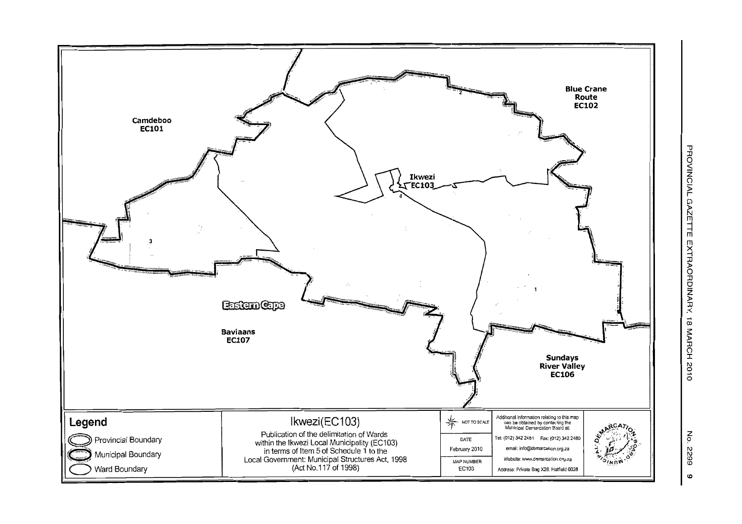Camdeboo
EC101

Blue Crane
Route
EC102

Ikwezi
EC103

Eastern Cape

Baviaans
EC107

Sundays
River Valley
EC106

1

2

3

4

## Legend

- Provincial Boundary
- Municipal Boundary
- Ward Boundary

## Ikwezi(EC103)

Publication of the delimitation of Wards within the Ikwezi Local Municipality (EC103) in terms of Item 5 of Schedule 1 to the Local Government: Municipal Structures Act, 1998 (Act No.117 of 1998)

NOT TO SCALE

DATE
February 2010

MAP NUMBER
EC103

Additional information relating to this map can be obtained by contacting the Municipal Demarcation Board at:

Tel: (012) 342 2481 Fax: (012) 342 2480

email: info@demarcation.org.za

Website: www.demarcation.org.za

Address: Private Bag X28, Hatfield 0028

MUNICIPAL DEMARCATION BOARD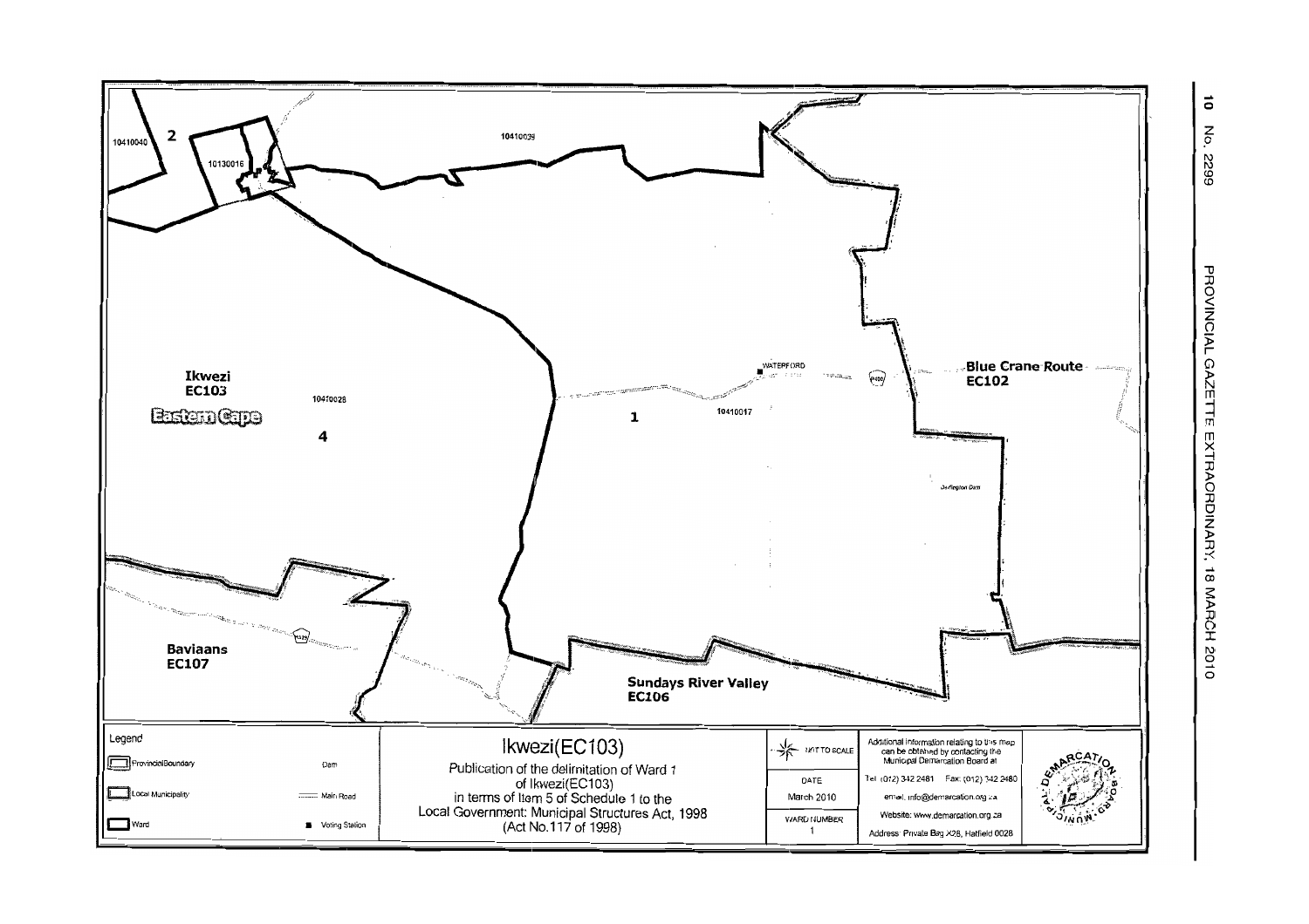2

10410040

10130016

10410039

Ikwezi
EC103

Eastern Cape

10410028

4

1

WATERFORD

R400

10410017

Blue Crane Route
EC102

Darlington Dam

R329

Baviaans
EC107

Sundays River Valley
EC106

Legend

| | | | |
|---|---|---|---|
| ProvincialBoundary | Dam | | |
| Local Municipality | Main Road | | |
| Ward | Voting Station | | |

# Ikwezi(EC103)

Publication of the delimitation of Ward 1 of Ikwezi(EC103) in terms of Item 5 of Schedule 1 to the Local Government: Municipal Structures Act, 1998 (Act No.117 of 1998)

NOT TO SCALE

DATE
March 2010

WARD NUMBER
1

Additional information relating to this map can be obtained by contacting the Municipal Demarcation Board at

Tel (012) 342 2481 Fax: (012) 342 2480

email: info@demarcation.org.za

Website: www.demarcation.org.za

Address: Private Bag X28, Hatfield 0028

MUNICIPAL DEMARCATION BOARD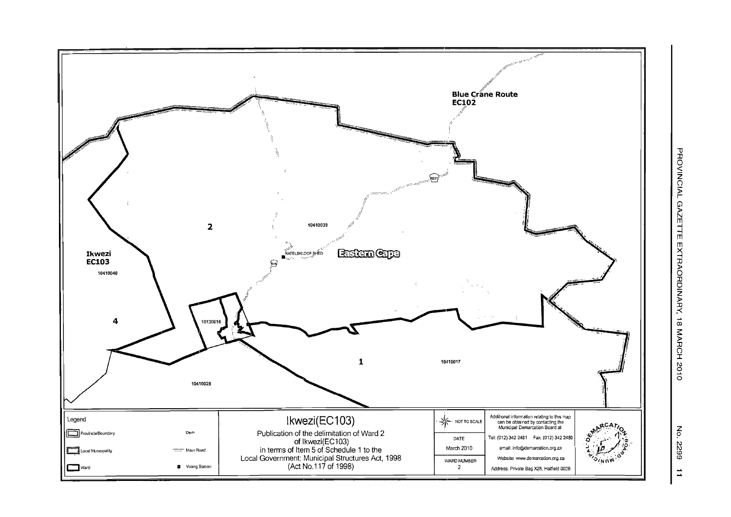Blue Crane Route
EC102

Ikwezi
EC103

10410040

2

10410039

RATELSKLOOF SHED

Eastern Cape

4

10130016

1

10410017

10410028

Legend

- ProvincialBoundary
- Local Municipality
- Ward
- Dam
- Main Road
- Voting Station

# Ikwezi(EC103)

Publication of the delimitation of Ward 2 of Ikwezi(EC103) in terms of Item 5 of Schedule 1 to the Local Government: Municipal Structures Act, 1998 (Act No.117 of 1998)

NOT TO SCALE

DATE
March 2010

WARD NUMBER
2

Additional information relating to this map can be obtained by contacting the Municipal Demarcation Board at

Tel: (012) 342 2481 Fax: (012) 342 2480

email: info@demarcation.org.za

Website: www.demarcation.org.za

Address: Private Bag X28, Hatfield 0028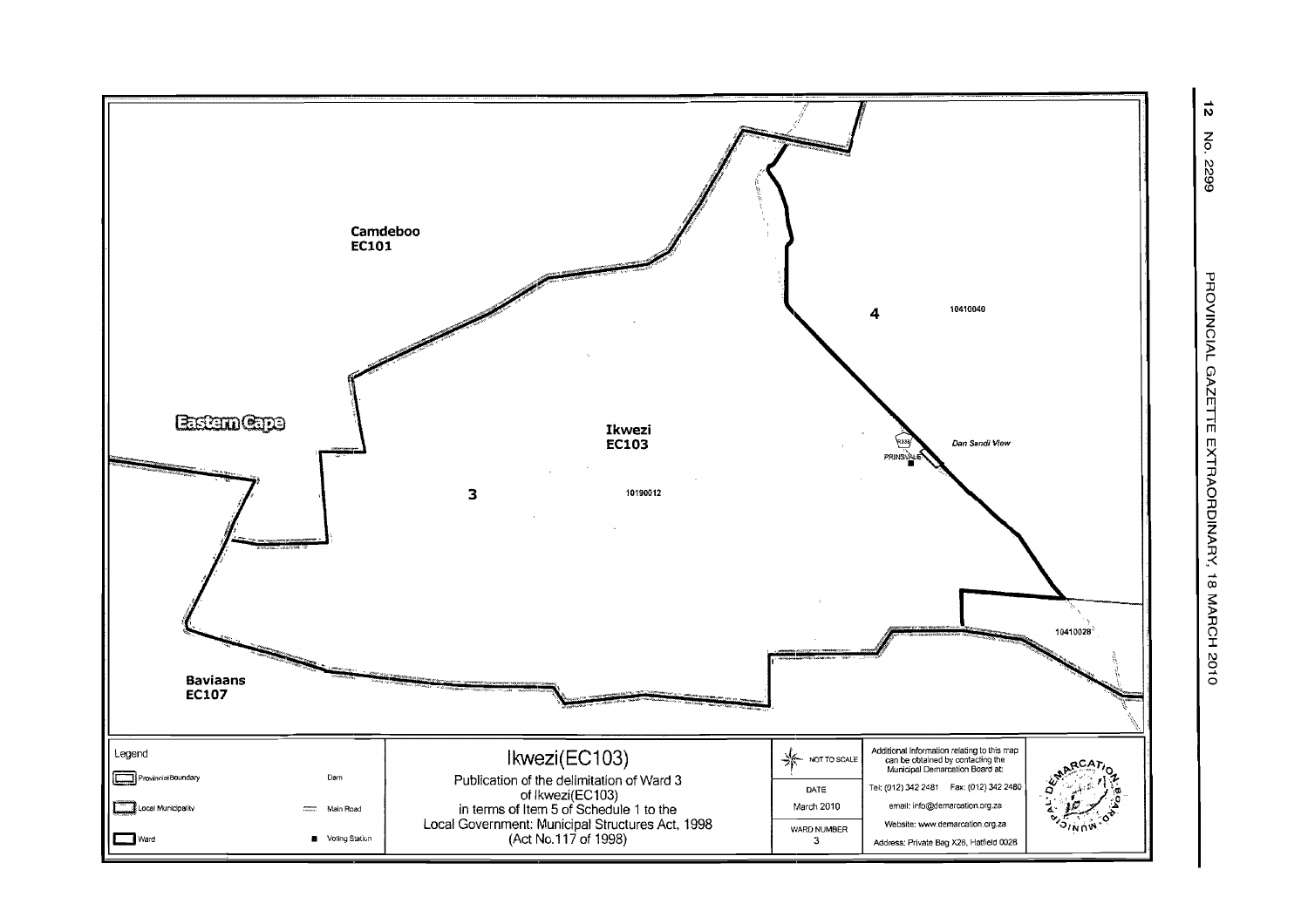Camdeboo
EC101

Eastern Cape

Ikwezi
EC103

3

10190012

4

10410040

R338

PRINSVALE

Dan Sandi View

10410028

Baviaans
EC107

Legend

| | |
|---|---|
| Provincial Boundary | Dam |
| Local Municipality | Main Road |
| Ward | Voting Station |

# Ikwezi(EC103)

Publication of the delimitation of Ward 3 of Ikwezi(EC103) in terms of Item 5 of Schedule 1 to the Local Government: Municipal Structures Act, 1998 (Act No.117 of 1998)

NOT TO SCALE

DATE
March 2010

WARD NUMBER
3

Additional information relating to this map can be obtained by contacting the Municipal Demarcation Board at:

Tel: (012) 342 2481 Fax: (012) 342 2480

email: info@demarcation.org.za

Website: www.demarcation.org.za

Address: Private Bag X28, Hatfield 0028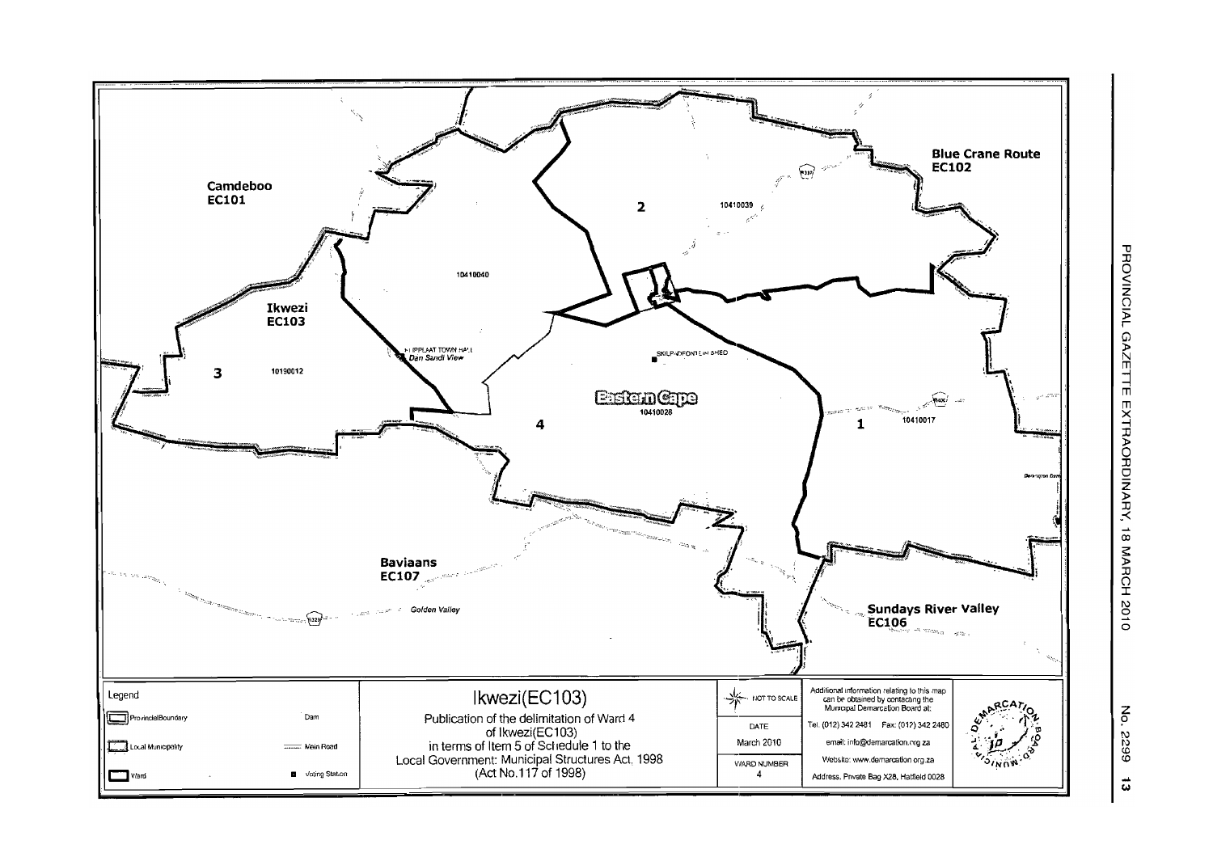Camdeboo
EC101

Blue Crane Route
EC102

Ikwezi
EC103

Baviaans
EC107

Sundays River Valley
EC106

Eastern Cape

2
10410039

10410040

3
10190012

4
10410028

1
10410017

KLIPPLAAT TOWN HALL
Dan Sandi View

SKILPADFONTEIN SHED

Golden Valley

Darlington Dam

R337

R400

R329

Legend

ProvincialBoundary

Dam

Local Municipality

Main Road

Ward

Voting Station

# Ikwezi(EC103)

Publication of the delimitation of Ward 4 of Ikwezi(EC103) in terms of Item 5 of Schedule 1 to the Local Government: Municipal Structures Act, 1998 (Act No.117 of 1998)

NOT TO SCALE

DATE
March 2010

WARD NUMBER
4

Additional information relating to this map can be obtained by contacting the Municipal Demarcation Board at:

Tel. (012) 342 2481 Fax: (012) 342 2480

email: info@demarcation.org.za

Website: www.demarcation.org.za

Address, Private Bag X28, Hatfield 0028

MUNICIPAL DEMARCATION BOARD